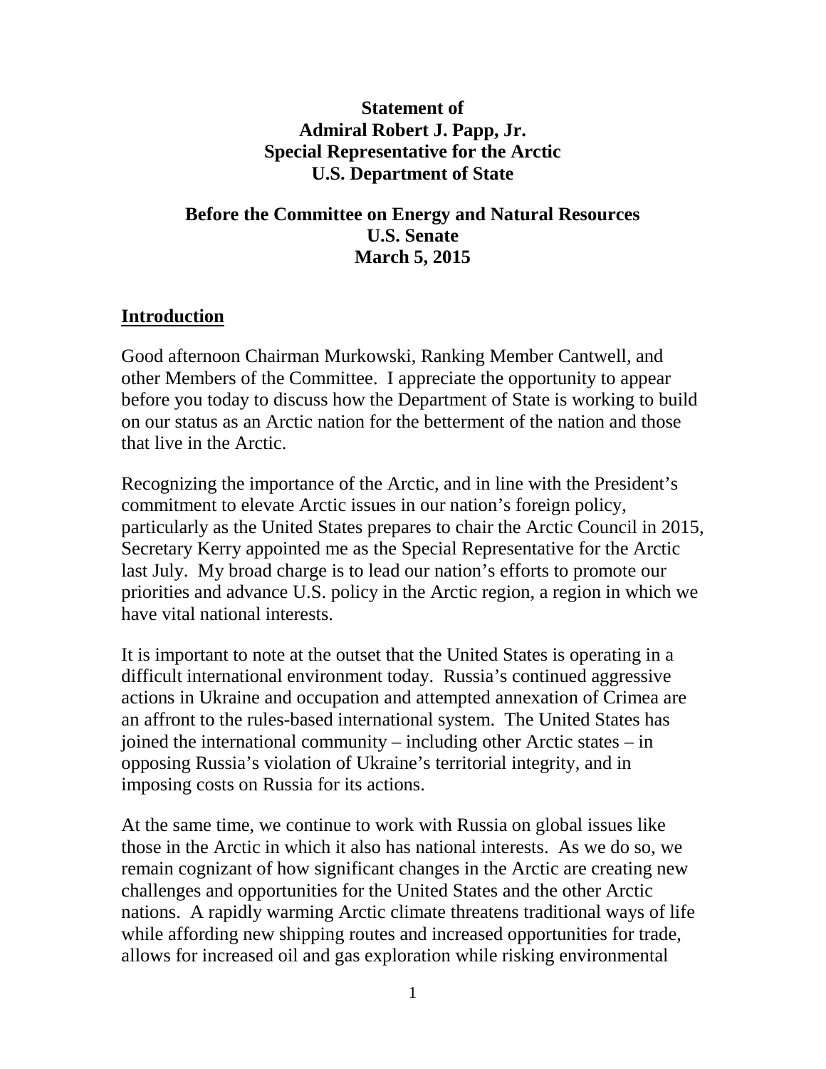**Statement of**
**Admiral Robert J. Papp, Jr.**
**Special Representative for the Arctic**
**U.S. Department of State**

**Before the Committee on Energy and Natural Resources**
**U.S. Senate**
**March 5, 2015**

## Introduction

Good afternoon Chairman Murkowski, Ranking Member Cantwell, and other Members of the Committee. I appreciate the opportunity to appear before you today to discuss how the Department of State is working to build on our status as an Arctic nation for the betterment of the nation and those that live in the Arctic.

Recognizing the importance of the Arctic, and in line with the President's commitment to elevate Arctic issues in our nation's foreign policy, particularly as the United States prepares to chair the Arctic Council in 2015, Secretary Kerry appointed me as the Special Representative for the Arctic last July. My broad charge is to lead our nation's efforts to promote our priorities and advance U.S. policy in the Arctic region, a region in which we have vital national interests.

It is important to note at the outset that the United States is operating in a difficult international environment today. Russia's continued aggressive actions in Ukraine and occupation and attempted annexation of Crimea are an affront to the rules-based international system. The United States has joined the international community – including other Arctic states – in opposing Russia's violation of Ukraine's territorial integrity, and in imposing costs on Russia for its actions.

At the same time, we continue to work with Russia on global issues like those in the Arctic in which it also has national interests. As we do so, we remain cognizant of how significant changes in the Arctic are creating new challenges and opportunities for the United States and the other Arctic nations. A rapidly warming Arctic climate threatens traditional ways of life while affording new shipping routes and increased opportunities for trade, allows for increased oil and gas exploration while risking environmental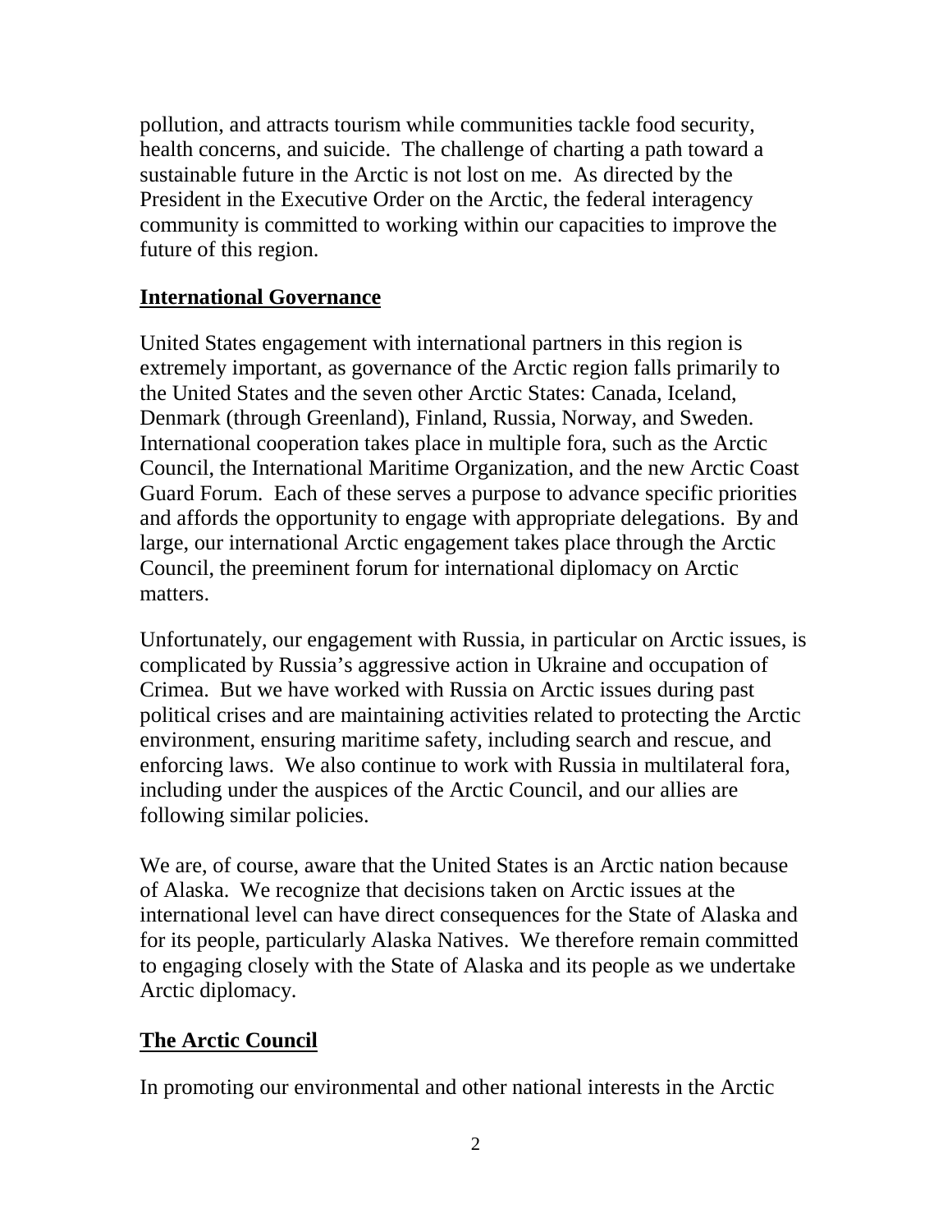pollution, and attracts tourism while communities tackle food security, health concerns, and suicide. The challenge of charting a path toward a sustainable future in the Arctic is not lost on me. As directed by the President in the Executive Order on the Arctic, the federal interagency community is committed to working within our capacities to improve the future of this region.

## International Governance

United States engagement with international partners in this region is extremely important, as governance of the Arctic region falls primarily to the United States and the seven other Arctic States: Canada, Iceland, Denmark (through Greenland), Finland, Russia, Norway, and Sweden. International cooperation takes place in multiple fora, such as the Arctic Council, the International Maritime Organization, and the new Arctic Coast Guard Forum. Each of these serves a purpose to advance specific priorities and affords the opportunity to engage with appropriate delegations. By and large, our international Arctic engagement takes place through the Arctic Council, the preeminent forum for international diplomacy on Arctic matters.

Unfortunately, our engagement with Russia, in particular on Arctic issues, is complicated by Russia's aggressive action in Ukraine and occupation of Crimea. But we have worked with Russia on Arctic issues during past political crises and are maintaining activities related to protecting the Arctic environment, ensuring maritime safety, including search and rescue, and enforcing laws. We also continue to work with Russia in multilateral fora, including under the auspices of the Arctic Council, and our allies are following similar policies.

We are, of course, aware that the United States is an Arctic nation because of Alaska. We recognize that decisions taken on Arctic issues at the international level can have direct consequences for the State of Alaska and for its people, particularly Alaska Natives. We therefore remain committed to engaging closely with the State of Alaska and its people as we undertake Arctic diplomacy.

## The Arctic Council

In promoting our environmental and other national interests in the Arctic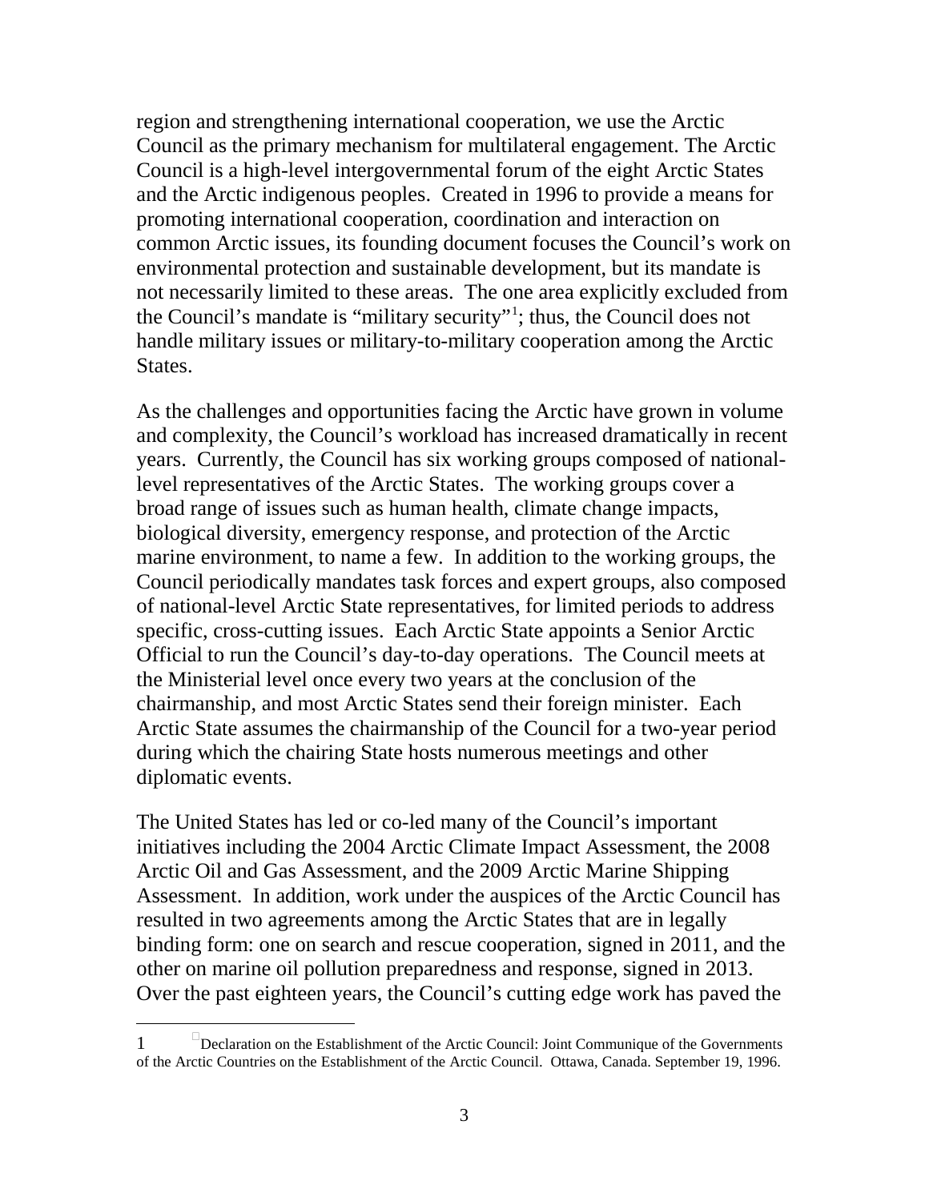region and strengthening international cooperation, we use the Arctic Council as the primary mechanism for multilateral engagement. The Arctic Council is a high-level intergovernmental forum of the eight Arctic States and the Arctic indigenous peoples. Created in 1996 to provide a means for promoting international cooperation, coordination and interaction on common Arctic issues, its founding document focuses the Council's work on environmental protection and sustainable development, but its mandate is not necessarily limited to these areas. The one area explicitly excluded from the Council's mandate is "military security"[1]; thus, the Council does not handle military issues or military-to-military cooperation among the Arctic States.

As the challenges and opportunities facing the Arctic have grown in volume and complexity, the Council's workload has increased dramatically in recent years. Currently, the Council has six working groups composed of national-level representatives of the Arctic States. The working groups cover a broad range of issues such as human health, climate change impacts, biological diversity, emergency response, and protection of the Arctic marine environment, to name a few. In addition to the working groups, the Council periodically mandates task forces and expert groups, also composed of national-level Arctic State representatives, for limited periods to address specific, cross-cutting issues. Each Arctic State appoints a Senior Arctic Official to run the Council's day-to-day operations. The Council meets at the Ministerial level once every two years at the conclusion of the chairmanship, and most Arctic States send their foreign minister. Each Arctic State assumes the chairmanship of the Council for a two-year period during which the chairing State hosts numerous meetings and other diplomatic events.

The United States has led or co-led many of the Council's important initiatives including the 2004 Arctic Climate Impact Assessment, the 2008 Arctic Oil and Gas Assessment, and the 2009 Arctic Marine Shipping Assessment. In addition, work under the auspices of the Arctic Council has resulted in two agreements among the Arctic States that are in legally binding form: one on search and rescue cooperation, signed in 2011, and the other on marine oil pollution preparedness and response, signed in 2013. Over the past eighteen years, the Council's cutting edge work has paved the

---

1 Declaration on the Establishment of the Arctic Council: Joint Communique of the Governments of the Arctic Countries on the Establishment of the Arctic Council. Ottawa, Canada. September 19, 1996.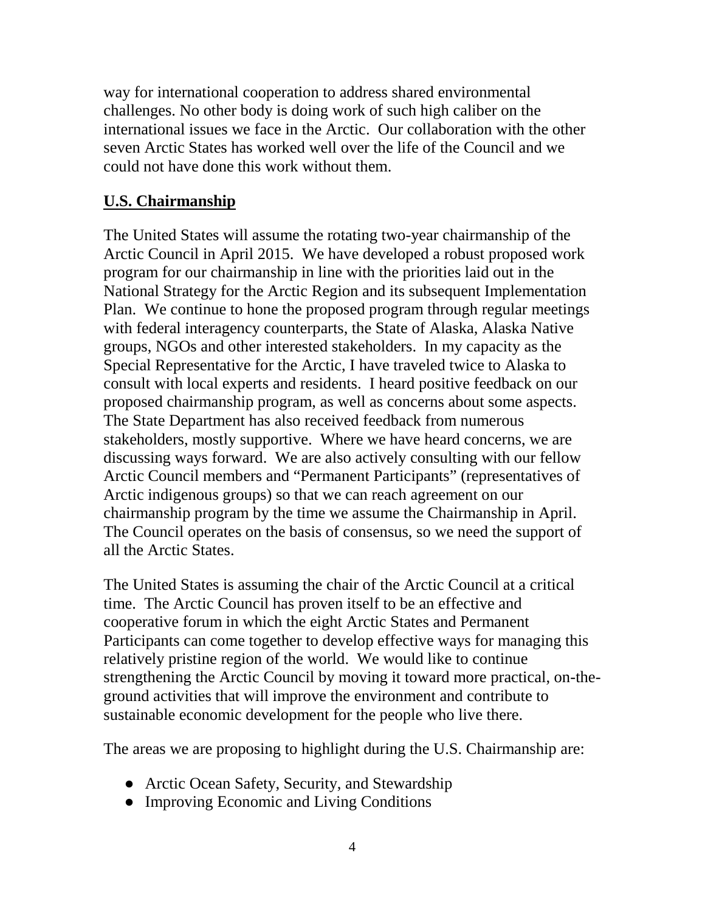way for international cooperation to address shared environmental challenges. No other body is doing work of such high caliber on the international issues we face in the Arctic. Our collaboration with the other seven Arctic States has worked well over the life of the Council and we could not have done this work without them.

## U.S. Chairmanship

The United States will assume the rotating two-year chairmanship of the Arctic Council in April 2015. We have developed a robust proposed work program for our chairmanship in line with the priorities laid out in the National Strategy for the Arctic Region and its subsequent Implementation Plan. We continue to hone the proposed program through regular meetings with federal interagency counterparts, the State of Alaska, Alaska Native groups, NGOs and other interested stakeholders. In my capacity as the Special Representative for the Arctic, I have traveled twice to Alaska to consult with local experts and residents. I heard positive feedback on our proposed chairmanship program, as well as concerns about some aspects. The State Department has also received feedback from numerous stakeholders, mostly supportive. Where we have heard concerns, we are discussing ways forward. We are also actively consulting with our fellow Arctic Council members and "Permanent Participants" (representatives of Arctic indigenous groups) so that we can reach agreement on our chairmanship program by the time we assume the Chairmanship in April. The Council operates on the basis of consensus, so we need the support of all the Arctic States.

The United States is assuming the chair of the Arctic Council at a critical time. The Arctic Council has proven itself to be an effective and cooperative forum in which the eight Arctic States and Permanent Participants can come together to develop effective ways for managing this relatively pristine region of the world. We would like to continue strengthening the Arctic Council by moving it toward more practical, on-the-ground activities that will improve the environment and contribute to sustainable economic development for the people who live there.

The areas we are proposing to highlight during the U.S. Chairmanship are:

- Arctic Ocean Safety, Security, and Stewardship
- Improving Economic and Living Conditions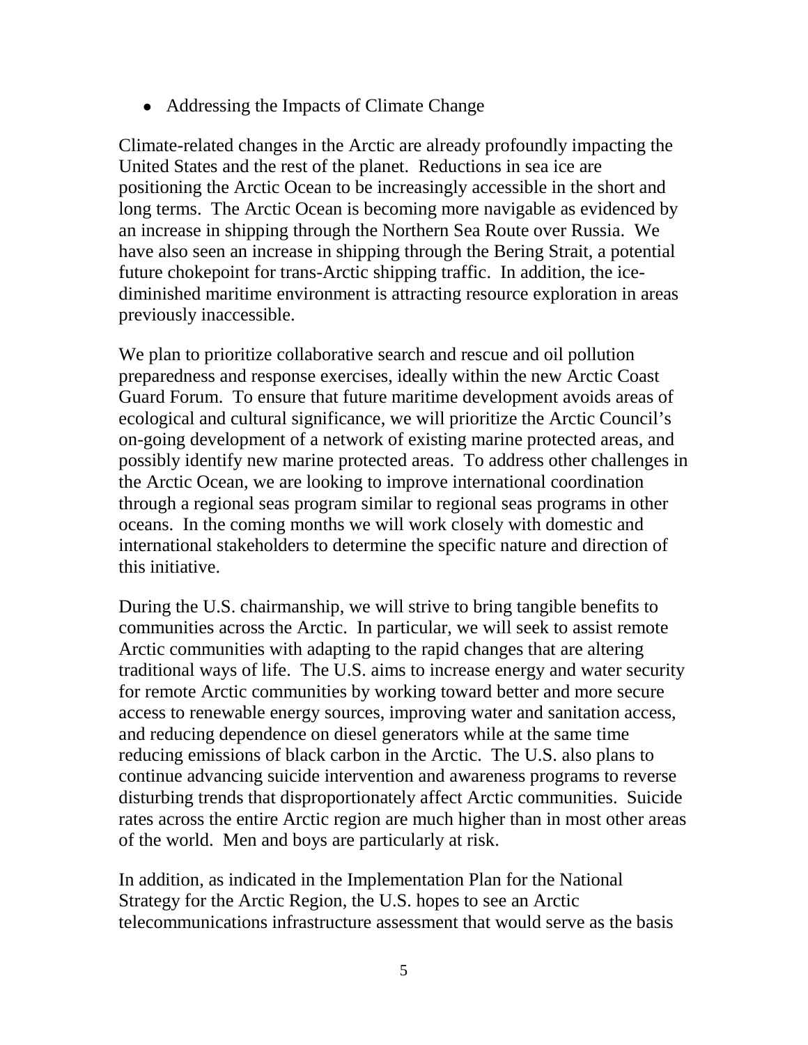- Addressing the Impacts of Climate Change

Climate-related changes in the Arctic are already profoundly impacting the United States and the rest of the planet. Reductions in sea ice are positioning the Arctic Ocean to be increasingly accessible in the short and long terms. The Arctic Ocean is becoming more navigable as evidenced by an increase in shipping through the Northern Sea Route over Russia. We have also seen an increase in shipping through the Bering Strait, a potential future chokepoint for trans-Arctic shipping traffic. In addition, the ice-diminished maritime environment is attracting resource exploration in areas previously inaccessible.

We plan to prioritize collaborative search and rescue and oil pollution preparedness and response exercises, ideally within the new Arctic Coast Guard Forum. To ensure that future maritime development avoids areas of ecological and cultural significance, we will prioritize the Arctic Council's on-going development of a network of existing marine protected areas, and possibly identify new marine protected areas. To address other challenges in the Arctic Ocean, we are looking to improve international coordination through a regional seas program similar to regional seas programs in other oceans. In the coming months we will work closely with domestic and international stakeholders to determine the specific nature and direction of this initiative.

During the U.S. chairmanship, we will strive to bring tangible benefits to communities across the Arctic. In particular, we will seek to assist remote Arctic communities with adapting to the rapid changes that are altering traditional ways of life. The U.S. aims to increase energy and water security for remote Arctic communities by working toward better and more secure access to renewable energy sources, improving water and sanitation access, and reducing dependence on diesel generators while at the same time reducing emissions of black carbon in the Arctic. The U.S. also plans to continue advancing suicide intervention and awareness programs to reverse disturbing trends that disproportionately affect Arctic communities. Suicide rates across the entire Arctic region are much higher than in most other areas of the world. Men and boys are particularly at risk.

In addition, as indicated in the Implementation Plan for the National Strategy for the Arctic Region, the U.S. hopes to see an Arctic telecommunications infrastructure assessment that would serve as the basis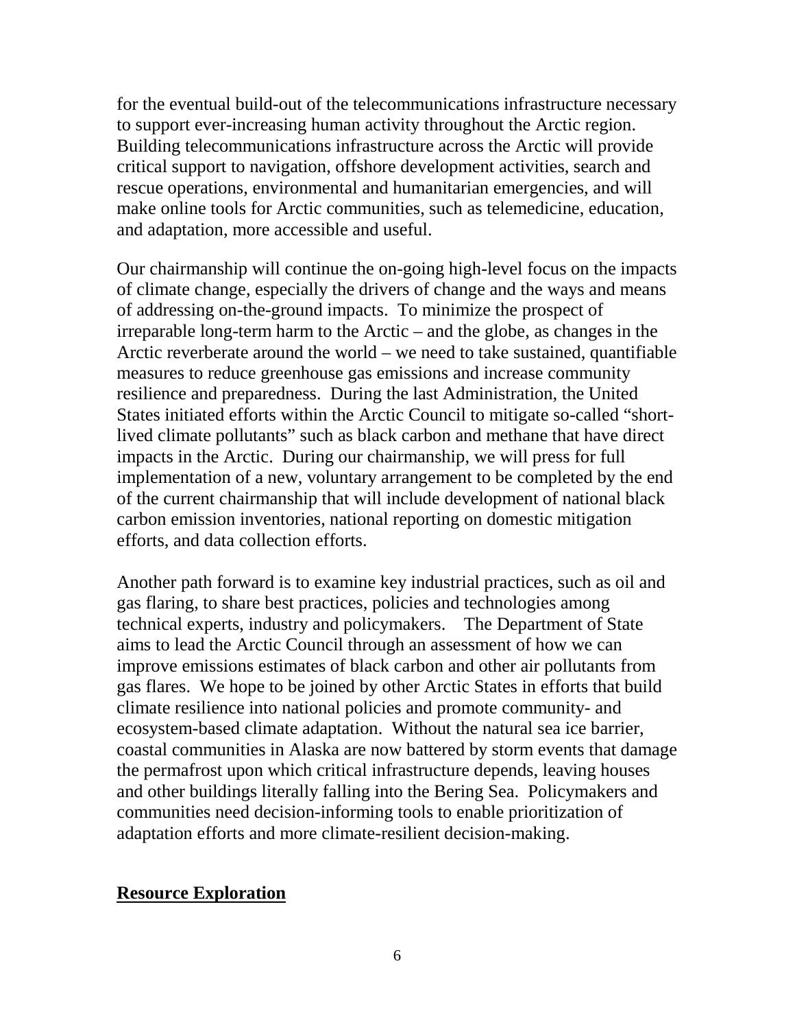for the eventual build-out of the telecommunications infrastructure necessary to support ever-increasing human activity throughout the Arctic region. Building telecommunications infrastructure across the Arctic will provide critical support to navigation, offshore development activities, search and rescue operations, environmental and humanitarian emergencies, and will make online tools for Arctic communities, such as telemedicine, education, and adaptation, more accessible and useful.

Our chairmanship will continue the on-going high-level focus on the impacts of climate change, especially the drivers of change and the ways and means of addressing on-the-ground impacts. To minimize the prospect of irreparable long-term harm to the Arctic – and the globe, as changes in the Arctic reverberate around the world – we need to take sustained, quantifiable measures to reduce greenhouse gas emissions and increase community resilience and preparedness. During the last Administration, the United States initiated efforts within the Arctic Council to mitigate so-called "short-lived climate pollutants" such as black carbon and methane that have direct impacts in the Arctic. During our chairmanship, we will press for full implementation of a new, voluntary arrangement to be completed by the end of the current chairmanship that will include development of national black carbon emission inventories, national reporting on domestic mitigation efforts, and data collection efforts.

Another path forward is to examine key industrial practices, such as oil and gas flaring, to share best practices, policies and technologies among technical experts, industry and policymakers. The Department of State aims to lead the Arctic Council through an assessment of how we can improve emissions estimates of black carbon and other air pollutants from gas flares. We hope to be joined by other Arctic States in efforts that build climate resilience into national policies and promote community- and ecosystem-based climate adaptation. Without the natural sea ice barrier, coastal communities in Alaska are now battered by storm events that damage the permafrost upon which critical infrastructure depends, leaving houses and other buildings literally falling into the Bering Sea. Policymakers and communities need decision-informing tools to enable prioritization of adaptation efforts and more climate-resilient decision-making.

**Resource Exploration**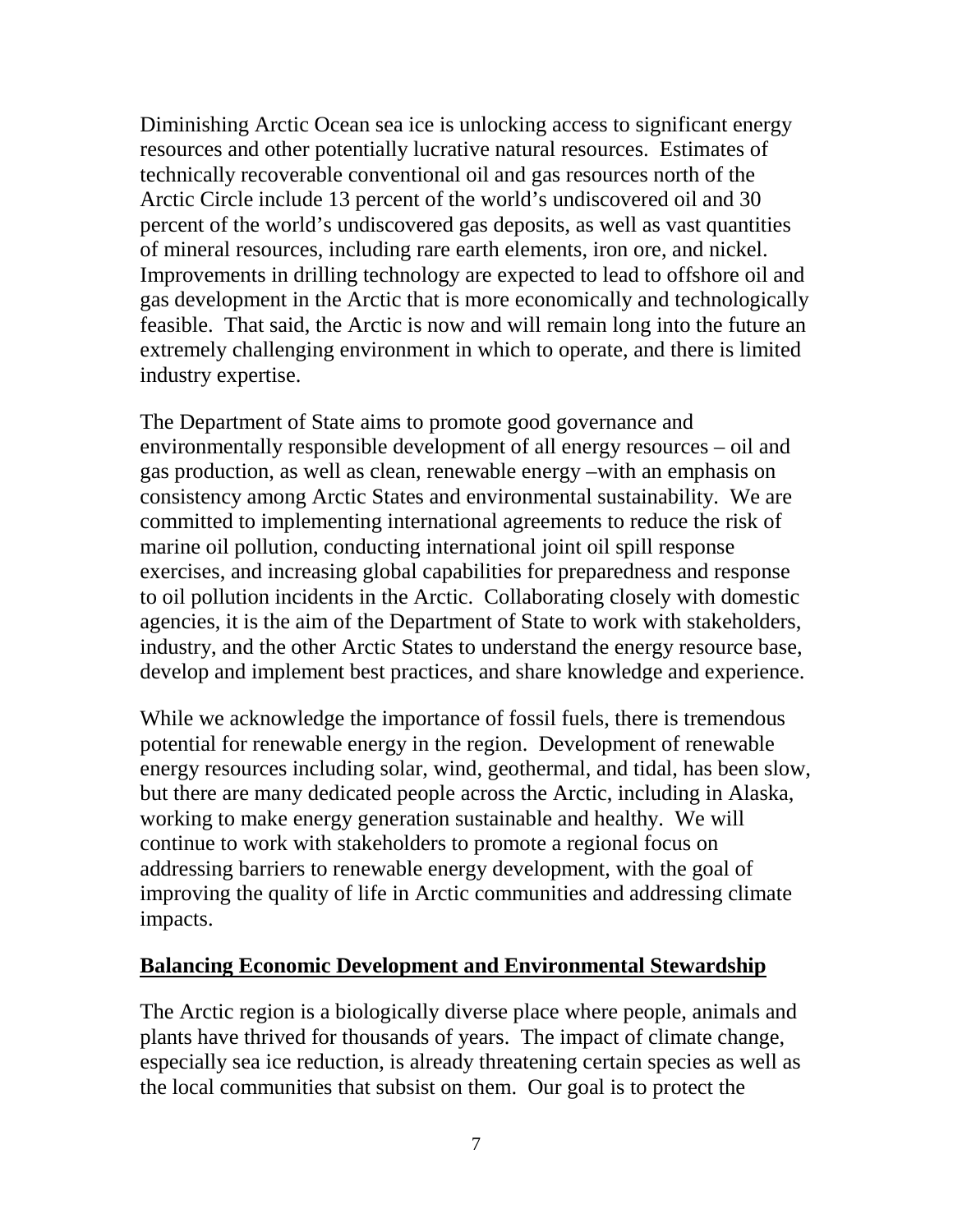Diminishing Arctic Ocean sea ice is unlocking access to significant energy resources and other potentially lucrative natural resources. Estimates of technically recoverable conventional oil and gas resources north of the Arctic Circle include 13 percent of the world's undiscovered oil and 30 percent of the world's undiscovered gas deposits, as well as vast quantities of mineral resources, including rare earth elements, iron ore, and nickel. Improvements in drilling technology are expected to lead to offshore oil and gas development in the Arctic that is more economically and technologically feasible. That said, the Arctic is now and will remain long into the future an extremely challenging environment in which to operate, and there is limited industry expertise.

The Department of State aims to promote good governance and environmentally responsible development of all energy resources – oil and gas production, as well as clean, renewable energy –with an emphasis on consistency among Arctic States and environmental sustainability. We are committed to implementing international agreements to reduce the risk of marine oil pollution, conducting international joint oil spill response exercises, and increasing global capabilities for preparedness and response to oil pollution incidents in the Arctic. Collaborating closely with domestic agencies, it is the aim of the Department of State to work with stakeholders, industry, and the other Arctic States to understand the energy resource base, develop and implement best practices, and share knowledge and experience.

While we acknowledge the importance of fossil fuels, there is tremendous potential for renewable energy in the region. Development of renewable energy resources including solar, wind, geothermal, and tidal, has been slow, but there are many dedicated people across the Arctic, including in Alaska, working to make energy generation sustainable and healthy. We will continue to work with stakeholders to promote a regional focus on addressing barriers to renewable energy development, with the goal of improving the quality of life in Arctic communities and addressing climate impacts.

## Balancing Economic Development and Environmental Stewardship

The Arctic region is a biologically diverse place where people, animals and plants have thrived for thousands of years. The impact of climate change, especially sea ice reduction, is already threatening certain species as well as the local communities that subsist on them. Our goal is to protect the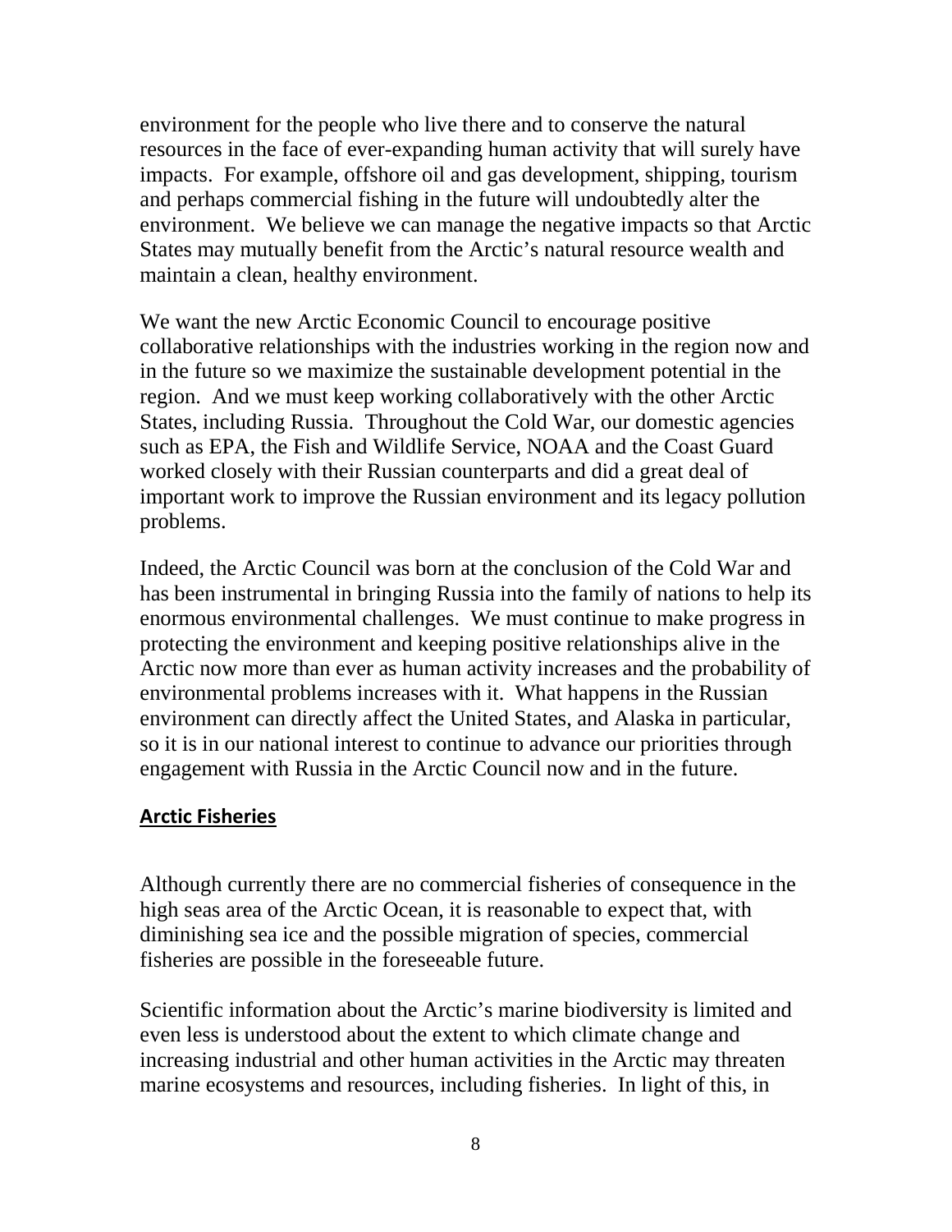environment for the people who live there and to conserve the natural resources in the face of ever-expanding human activity that will surely have impacts. For example, offshore oil and gas development, shipping, tourism and perhaps commercial fishing in the future will undoubtedly alter the environment. We believe we can manage the negative impacts so that Arctic States may mutually benefit from the Arctic's natural resource wealth and maintain a clean, healthy environment.

We want the new Arctic Economic Council to encourage positive collaborative relationships with the industries working in the region now and in the future so we maximize the sustainable development potential in the region. And we must keep working collaboratively with the other Arctic States, including Russia. Throughout the Cold War, our domestic agencies such as EPA, the Fish and Wildlife Service, NOAA and the Coast Guard worked closely with their Russian counterparts and did a great deal of important work to improve the Russian environment and its legacy pollution problems.

Indeed, the Arctic Council was born at the conclusion of the Cold War and has been instrumental in bringing Russia into the family of nations to help its enormous environmental challenges. We must continue to make progress in protecting the environment and keeping positive relationships alive in the Arctic now more than ever as human activity increases and the probability of environmental problems increases with it. What happens in the Russian environment can directly affect the United States, and Alaska in particular, so it is in our national interest to continue to advance our priorities through engagement with Russia in the Arctic Council now and in the future.

## Arctic Fisheries

Although currently there are no commercial fisheries of consequence in the high seas area of the Arctic Ocean, it is reasonable to expect that, with diminishing sea ice and the possible migration of species, commercial fisheries are possible in the foreseeable future.

Scientific information about the Arctic's marine biodiversity is limited and even less is understood about the extent to which climate change and increasing industrial and other human activities in the Arctic may threaten marine ecosystems and resources, including fisheries. In light of this, in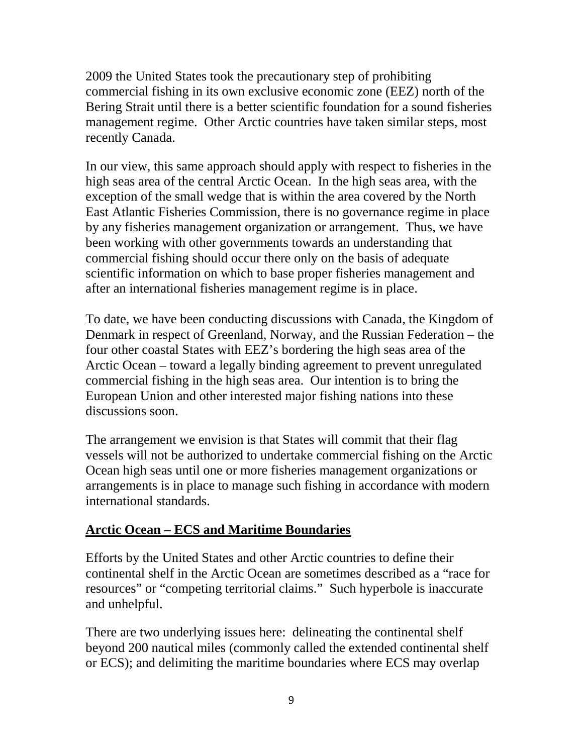2009 the United States took the precautionary step of prohibiting commercial fishing in its own exclusive economic zone (EEZ) north of the Bering Strait until there is a better scientific foundation for a sound fisheries management regime. Other Arctic countries have taken similar steps, most recently Canada.

In our view, this same approach should apply with respect to fisheries in the high seas area of the central Arctic Ocean. In the high seas area, with the exception of the small wedge that is within the area covered by the North East Atlantic Fisheries Commission, there is no governance regime in place by any fisheries management organization or arrangement. Thus, we have been working with other governments towards an understanding that commercial fishing should occur there only on the basis of adequate scientific information on which to base proper fisheries management and after an international fisheries management regime is in place.

To date, we have been conducting discussions with Canada, the Kingdom of Denmark in respect of Greenland, Norway, and the Russian Federation – the four other coastal States with EEZ's bordering the high seas area of the Arctic Ocean – toward a legally binding agreement to prevent unregulated commercial fishing in the high seas area. Our intention is to bring the European Union and other interested major fishing nations into these discussions soon.

The arrangement we envision is that States will commit that their flag vessels will not be authorized to undertake commercial fishing on the Arctic Ocean high seas until one or more fisheries management organizations or arrangements is in place to manage such fishing in accordance with modern international standards.

## Arctic Ocean – ECS and Maritime Boundaries

Efforts by the United States and other Arctic countries to define their continental shelf in the Arctic Ocean are sometimes described as a "race for resources" or "competing territorial claims." Such hyperbole is inaccurate and unhelpful.

There are two underlying issues here: delineating the continental shelf beyond 200 nautical miles (commonly called the extended continental shelf or ECS); and delimiting the maritime boundaries where ECS may overlap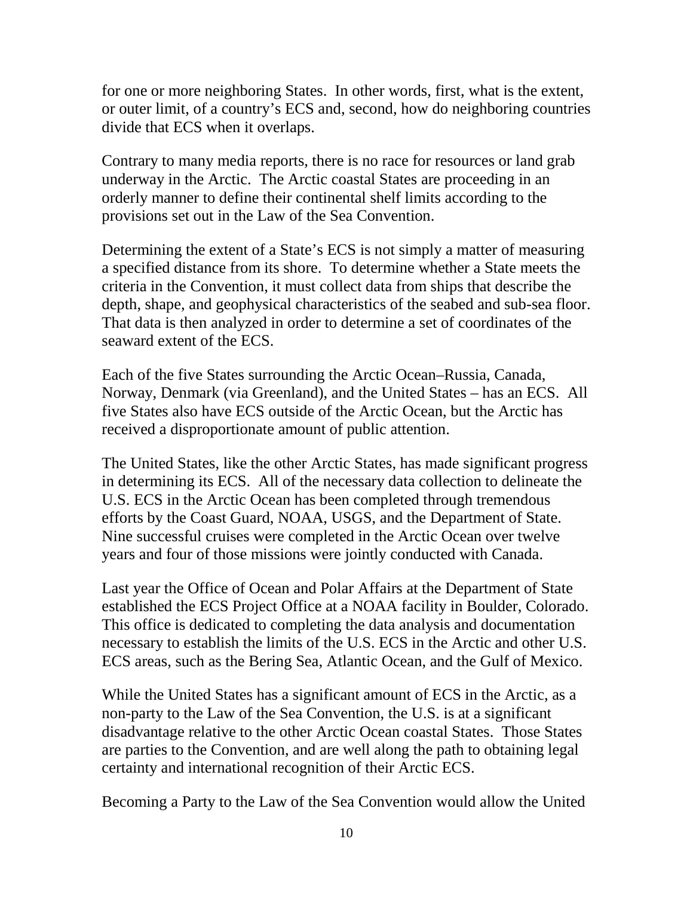for one or more neighboring States. In other words, first, what is the extent, or outer limit, of a country's ECS and, second, how do neighboring countries divide that ECS when it overlaps.

Contrary to many media reports, there is no race for resources or land grab underway in the Arctic. The Arctic coastal States are proceeding in an orderly manner to define their continental shelf limits according to the provisions set out in the Law of the Sea Convention.

Determining the extent of a State's ECS is not simply a matter of measuring a specified distance from its shore. To determine whether a State meets the criteria in the Convention, it must collect data from ships that describe the depth, shape, and geophysical characteristics of the seabed and sub-sea floor. That data is then analyzed in order to determine a set of coordinates of the seaward extent of the ECS.

Each of the five States surrounding the Arctic Ocean–Russia, Canada, Norway, Denmark (via Greenland), and the United States – has an ECS. All five States also have ECS outside of the Arctic Ocean, but the Arctic has received a disproportionate amount of public attention.

The United States, like the other Arctic States, has made significant progress in determining its ECS. All of the necessary data collection to delineate the U.S. ECS in the Arctic Ocean has been completed through tremendous efforts by the Coast Guard, NOAA, USGS, and the Department of State. Nine successful cruises were completed in the Arctic Ocean over twelve years and four of those missions were jointly conducted with Canada.

Last year the Office of Ocean and Polar Affairs at the Department of State established the ECS Project Office at a NOAA facility in Boulder, Colorado. This office is dedicated to completing the data analysis and documentation necessary to establish the limits of the U.S. ECS in the Arctic and other U.S. ECS areas, such as the Bering Sea, Atlantic Ocean, and the Gulf of Mexico.

While the United States has a significant amount of ECS in the Arctic, as a non-party to the Law of the Sea Convention, the U.S. is at a significant disadvantage relative to the other Arctic Ocean coastal States. Those States are parties to the Convention, and are well along the path to obtaining legal certainty and international recognition of their Arctic ECS.

Becoming a Party to the Law of the Sea Convention would allow the United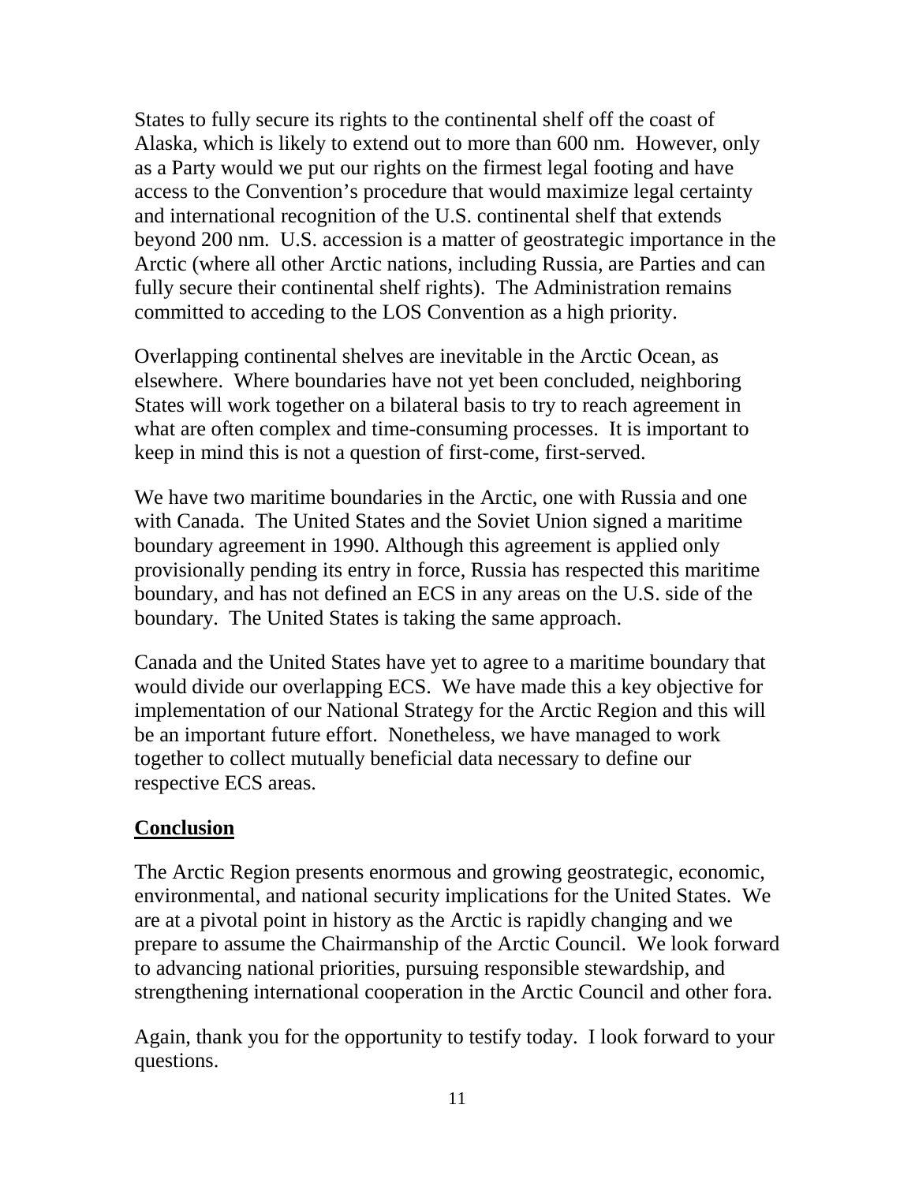States to fully secure its rights to the continental shelf off the coast of Alaska, which is likely to extend out to more than 600 nm. However, only as a Party would we put our rights on the firmest legal footing and have access to the Convention's procedure that would maximize legal certainty and international recognition of the U.S. continental shelf that extends beyond 200 nm. U.S. accession is a matter of geostrategic importance in the Arctic (where all other Arctic nations, including Russia, are Parties and can fully secure their continental shelf rights). The Administration remains committed to acceding to the LOS Convention as a high priority.

Overlapping continental shelves are inevitable in the Arctic Ocean, as elsewhere. Where boundaries have not yet been concluded, neighboring States will work together on a bilateral basis to try to reach agreement in what are often complex and time-consuming processes. It is important to keep in mind this is not a question of first-come, first-served.

We have two maritime boundaries in the Arctic, one with Russia and one with Canada. The United States and the Soviet Union signed a maritime boundary agreement in 1990. Although this agreement is applied only provisionally pending its entry in force, Russia has respected this maritime boundary, and has not defined an ECS in any areas on the U.S. side of the boundary. The United States is taking the same approach.

Canada and the United States have yet to agree to a maritime boundary that would divide our overlapping ECS. We have made this a key objective for implementation of our National Strategy for the Arctic Region and this will be an important future effort. Nonetheless, we have managed to work together to collect mutually beneficial data necessary to define our respective ECS areas.

## Conclusion

The Arctic Region presents enormous and growing geostrategic, economic, environmental, and national security implications for the United States. We are at a pivotal point in history as the Arctic is rapidly changing and we prepare to assume the Chairmanship of the Arctic Council. We look forward to advancing national priorities, pursuing responsible stewardship, and strengthening international cooperation in the Arctic Council and other fora.

Again, thank you for the opportunity to testify today. I look forward to your questions.